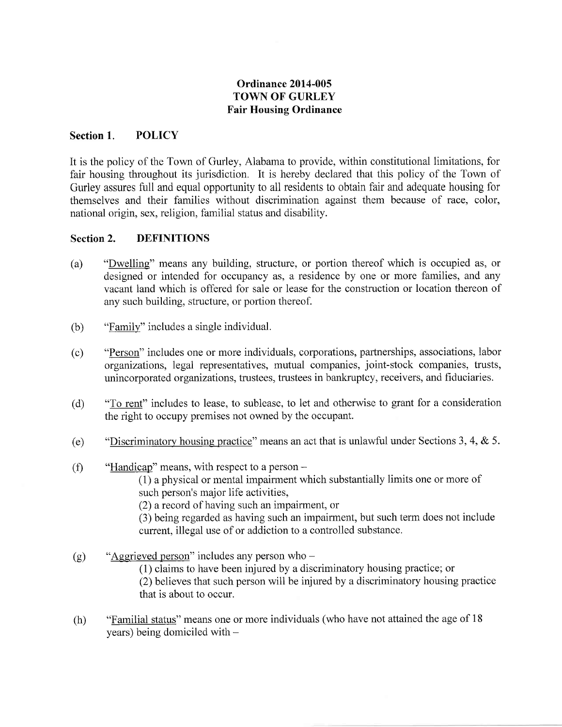# Ordinance 2014-005
# TOWN OF GURLEY
# Fair Housing Ordinance

## Section 1. POLICY

It is the policy of the Town of Gurley, Alabama to provide, within constitutional limitations, for fair housing throughout its jurisdiction. It is hereby declared that this policy of the Town of Gurley assures full and equal opportunity to all residents to obtain fair and adequate housing for themselves and their families without discrimination against them because of race, color, national origin, sex, religion, familial status and disability.

## Section 2. DEFINITIONS

(a) "Dwelling" means any building, structure, or portion thereof which is occupied as, or designed or intended for occupancy as, a residence by one or more families, and any vacant land which is offered for sale or lease for the construction or location thereon of any such building, structure, or portion thereof.

(b) "Family" includes a single individual.

(c) "Person" includes one or more individuals, corporations, partnerships, associations, labor organizations, legal representatives, mutual companies, joint-stock companies, trusts, unincorporated organizations, trustees, trustees in bankruptcy, receivers, and fiduciaries.

(d) "To rent" includes to lease, to sublease, to let and otherwise to grant for a consideration the right to occupy premises not owned by the occupant.

(e) "Discriminatory housing practice" means an act that is unlawful under Sections 3, 4, & 5.

(f) "Handicap" means, with respect to a person –

(1) a physical or mental impairment which substantially limits one or more of such person's major life activities,

(2) a record of having such an impairment, or

(3) being regarded as having such an impairment, but such term does not include current, illegal use of or addiction to a controlled substance.

(g) "Aggrieved person" includes any person who –

(1) claims to have been injured by a discriminatory housing practice; or

(2) believes that such person will be injured by a discriminatory housing practice that is about to occur.

(h) "Familial status" means one or more individuals (who have not attained the age of 18 years) being domiciled with –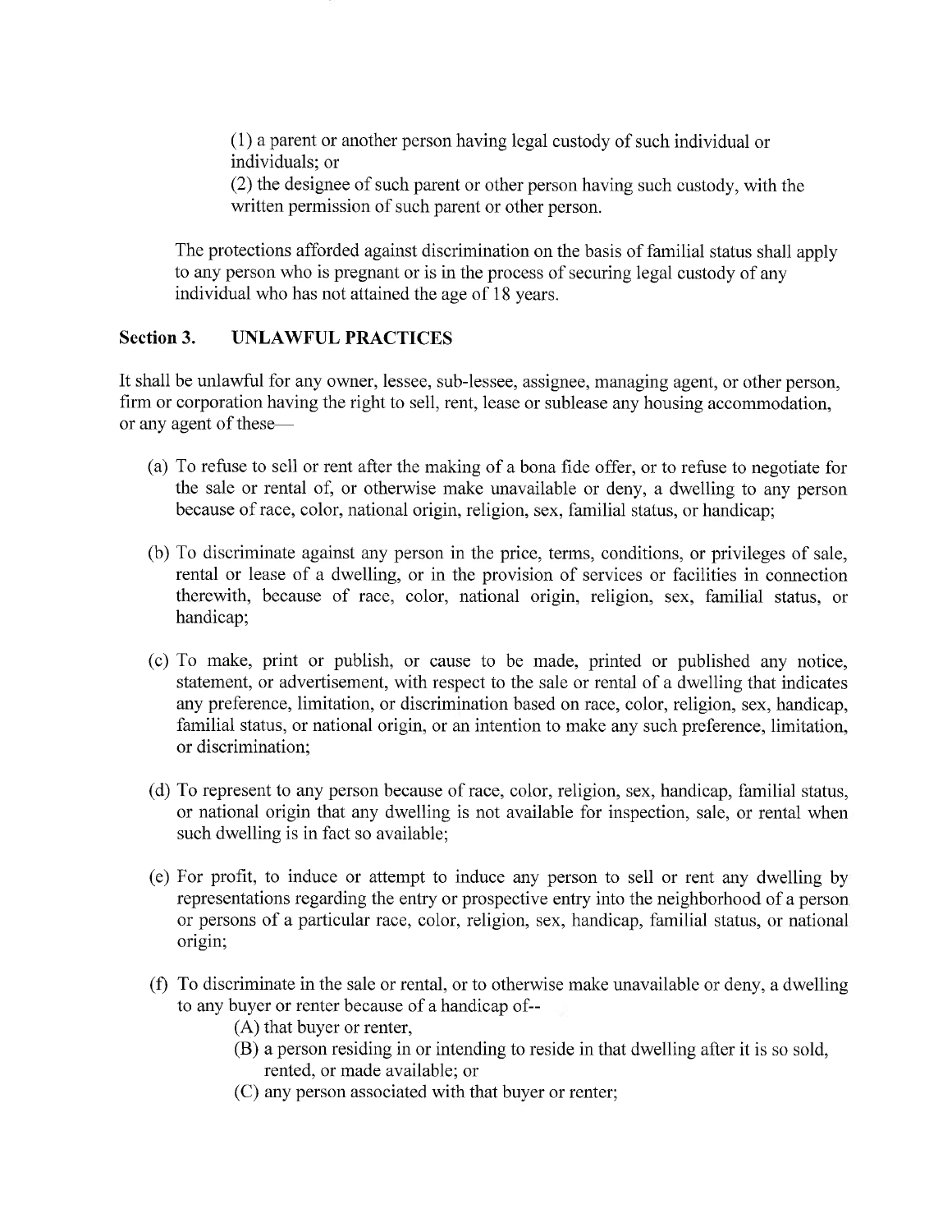(1) a parent or another person having legal custody of such individual or individuals; or

(2) the designee of such parent or other person having such custody, with the written permission of such parent or other person.

The protections afforded against discrimination on the basis of familial status shall apply to any person who is pregnant or is in the process of securing legal custody of any individual who has not attained the age of 18 years.

## Section 3. UNLAWFUL PRACTICES

It shall be unlawful for any owner, lessee, sub-lessee, assignee, managing agent, or other person, firm or corporation having the right to sell, rent, lease or sublease any housing accommodation, or any agent of these—

(a) To refuse to sell or rent after the making of a bona fide offer, or to refuse to negotiate for the sale or rental of, or otherwise make unavailable or deny, a dwelling to any person because of race, color, national origin, religion, sex, familial status, or handicap;

(b) To discriminate against any person in the price, terms, conditions, or privileges of sale, rental or lease of a dwelling, or in the provision of services or facilities in connection therewith, because of race, color, national origin, religion, sex, familial status, or handicap;

(c) To make, print or publish, or cause to be made, printed or published any notice, statement, or advertisement, with respect to the sale or rental of a dwelling that indicates any preference, limitation, or discrimination based on race, color, religion, sex, handicap, familial status, or national origin, or an intention to make any such preference, limitation, or discrimination;

(d) To represent to any person because of race, color, religion, sex, handicap, familial status, or national origin that any dwelling is not available for inspection, sale, or rental when such dwelling is in fact so available;

(e) For profit, to induce or attempt to induce any person to sell or rent any dwelling by representations regarding the entry or prospective entry into the neighborhood of a person or persons of a particular race, color, religion, sex, handicap, familial status, or national origin;

(f) To discriminate in the sale or rental, or to otherwise make unavailable or deny, a dwelling to any buyer or renter because of a handicap of--

(A) that buyer or renter,

(B) a person residing in or intending to reside in that dwelling after it is so sold, rented, or made available; or

(C) any person associated with that buyer or renter;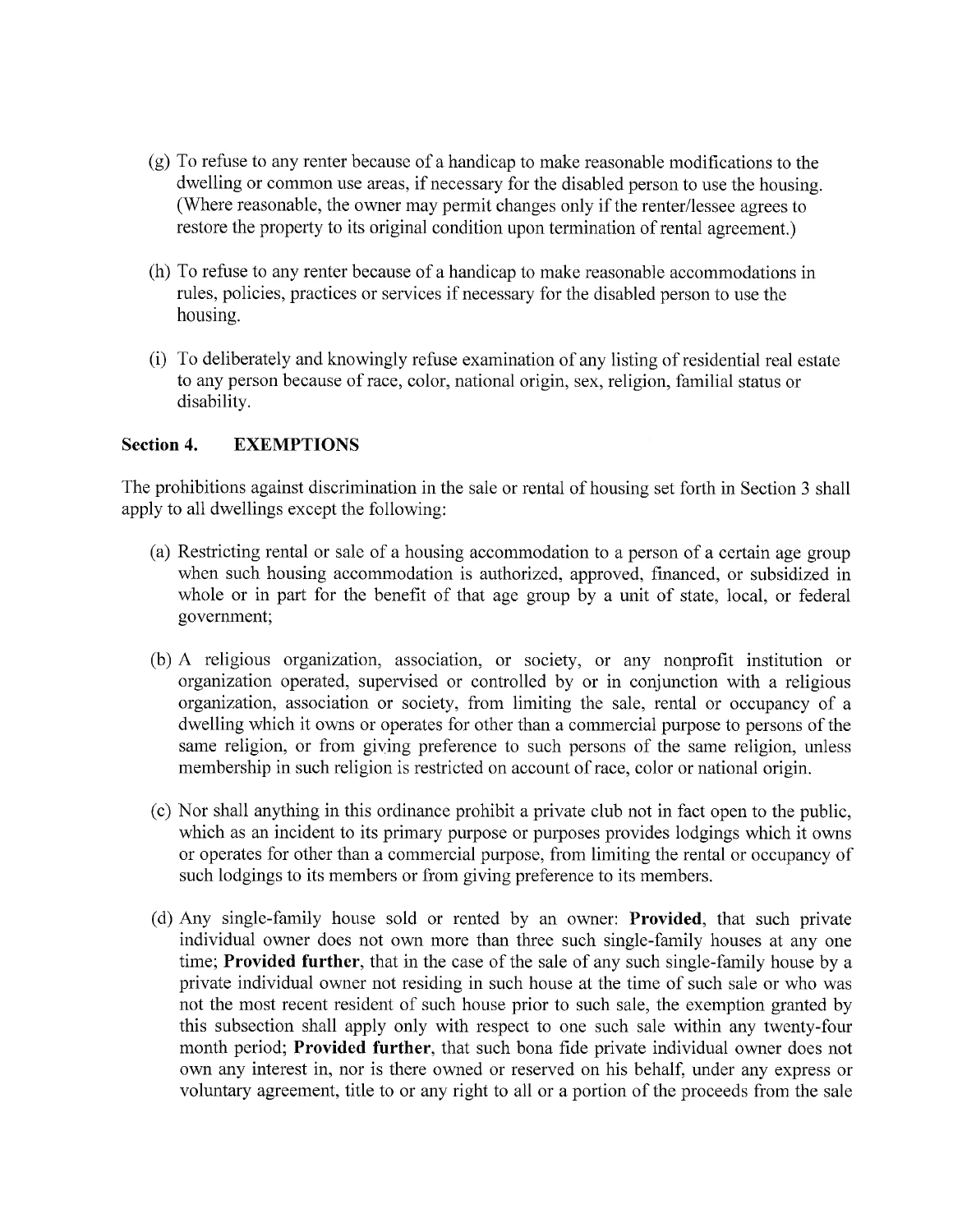(g) To refuse to any renter because of a handicap to make reasonable modifications to the dwelling or common use areas, if necessary for the disabled person to use the housing. (Where reasonable, the owner may permit changes only if the renter/lessee agrees to restore the property to its original condition upon termination of rental agreement.)

(h) To refuse to any renter because of a handicap to make reasonable accommodations in rules, policies, practices or services if necessary for the disabled person to use the housing.

(i) To deliberately and knowingly refuse examination of any listing of residential real estate to any person because of race, color, national origin, sex, religion, familial status or disability.

### Section 4. EXEMPTIONS

The prohibitions against discrimination in the sale or rental of housing set forth in Section 3 shall apply to all dwellings except the following:

(a) Restricting rental or sale of a housing accommodation to a person of a certain age group when such housing accommodation is authorized, approved, financed, or subsidized in whole or in part for the benefit of that age group by a unit of state, local, or federal government;

(b) A religious organization, association, or society, or any nonprofit institution or organization operated, supervised or controlled by or in conjunction with a religious organization, association or society, from limiting the sale, rental or occupancy of a dwelling which it owns or operates for other than a commercial purpose to persons of the same religion, or from giving preference to such persons of the same religion, unless membership in such religion is restricted on account of race, color or national origin.

(c) Nor shall anything in this ordinance prohibit a private club not in fact open to the public, which as an incident to its primary purpose or purposes provides lodgings which it owns or operates for other than a commercial purpose, from limiting the rental or occupancy of such lodgings to its members or from giving preference to its members.

(d) Any single-family house sold or rented by an owner: **Provided**, that such private individual owner does not own more than three such single-family houses at any one time; **Provided further**, that in the case of the sale of any such single-family house by a private individual owner not residing in such house at the time of such sale or who was not the most recent resident of such house prior to such sale, the exemption granted by this subsection shall apply only with respect to one such sale within any twenty-four month period; **Provided further**, that such bona fide private individual owner does not own any interest in, nor is there owned or reserved on his behalf, under any express or voluntary agreement, title to or any right to all or a portion of the proceeds from the sale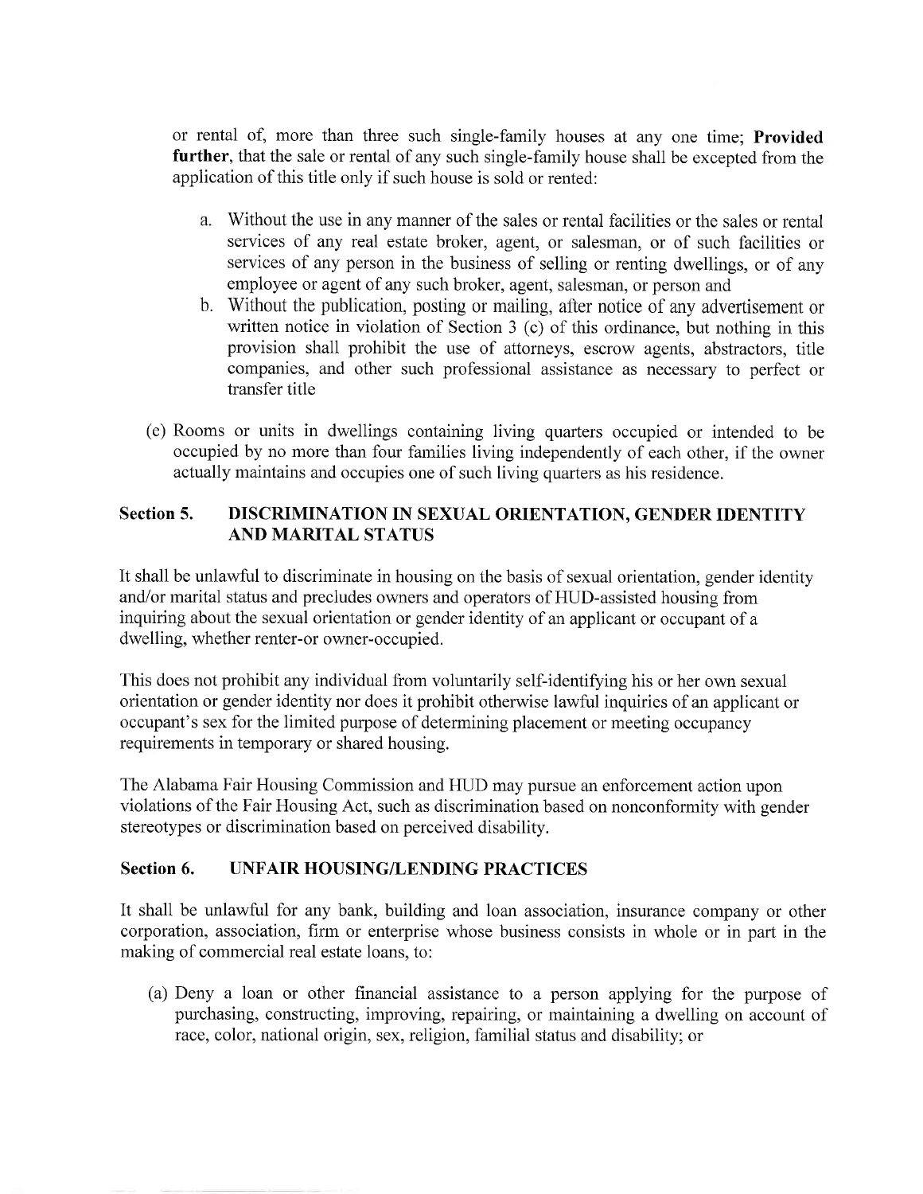or rental of, more than three such single-family houses at any one time; **Provided further**, that the sale or rental of any such single-family house shall be excepted from the application of this title only if such house is sold or rented:

a. Without the use in any manner of the sales or rental facilities or the sales or rental services of any real estate broker, agent, or salesman, or of such facilities or services of any person in the business of selling or renting dwellings, or of any employee or agent of any such broker, agent, salesman, or person and
b. Without the publication, posting or mailing, after notice of any advertisement or written notice in violation of Section 3 (c) of this ordinance, but nothing in this provision shall prohibit the use of attorneys, escrow agents, abstractors, title companies, and other such professional assistance as necessary to perfect or transfer title

(c) Rooms or units in dwellings containing living quarters occupied or intended to be occupied by no more than four families living independently of each other, if the owner actually maintains and occupies one of such living quarters as his residence.

## Section 5. DISCRIMINATION IN SEXUAL ORIENTATION, GENDER IDENTITY AND MARITAL STATUS

It shall be unlawful to discriminate in housing on the basis of sexual orientation, gender identity and/or marital status and precludes owners and operators of HUD-assisted housing from inquiring about the sexual orientation or gender identity of an applicant or occupant of a dwelling, whether renter-or owner-occupied.

This does not prohibit any individual from voluntarily self-identifying his or her own sexual orientation or gender identity nor does it prohibit otherwise lawful inquiries of an applicant or occupant's sex for the limited purpose of determining placement or meeting occupancy requirements in temporary or shared housing.

The Alabama Fair Housing Commission and HUD may pursue an enforcement action upon violations of the Fair Housing Act, such as discrimination based on nonconformity with gender stereotypes or discrimination based on perceived disability.

## Section 6. UNFAIR HOUSING/LENDING PRACTICES

It shall be unlawful for any bank, building and loan association, insurance company or other corporation, association, firm or enterprise whose business consists in whole or in part in the making of commercial real estate loans, to:

(a) Deny a loan or other financial assistance to a person applying for the purpose of purchasing, constructing, improving, repairing, or maintaining a dwelling on account of race, color, national origin, sex, religion, familial status and disability; or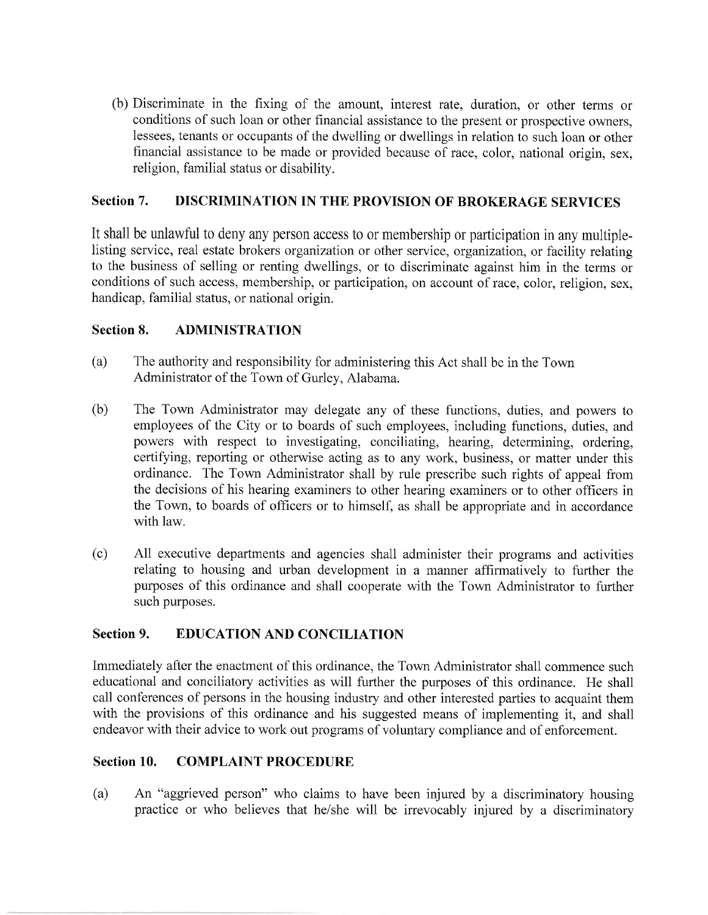(b) Discriminate in the fixing of the amount, interest rate, duration, or other terms or conditions of such loan or other financial assistance to the present or prospective owners, lessees, tenants or occupants of the dwelling or dwellings in relation to such loan or other financial assistance to be made or provided because of race, color, national origin, sex, religion, familial status or disability.

## Section 7. DISCRIMINATION IN THE PROVISION OF BROKERAGE SERVICES

It shall be unlawful to deny any person access to or membership or participation in any multiple-listing service, real estate brokers organization or other service, organization, or facility relating to the business of selling or renting dwellings, or to discriminate against him in the terms or conditions of such access, membership, or participation, on account of race, color, religion, sex, handicap, familial status, or national origin.

## Section 8. ADMINISTRATION

(a) The authority and responsibility for administering this Act shall be in the Town Administrator of the Town of Gurley, Alabama.

(b) The Town Administrator may delegate any of these functions, duties, and powers to employees of the City or to boards of such employees, including functions, duties, and powers with respect to investigating, conciliating, hearing, determining, ordering, certifying, reporting or otherwise acting as to any work, business, or matter under this ordinance. The Town Administrator shall by rule prescribe such rights of appeal from the decisions of his hearing examiners to other hearing examiners or to other officers in the Town, to boards of officers or to himself, as shall be appropriate and in accordance with law.

(c) All executive departments and agencies shall administer their programs and activities relating to housing and urban development in a manner affirmatively to further the purposes of this ordinance and shall cooperate with the Town Administrator to further such purposes.

## Section 9. EDUCATION AND CONCILIATION

Immediately after the enactment of this ordinance, the Town Administrator shall commence such educational and conciliatory activities as will further the purposes of this ordinance. He shall call conferences of persons in the housing industry and other interested parties to acquaint them with the provisions of this ordinance and his suggested means of implementing it, and shall endeavor with their advice to work out programs of voluntary compliance and of enforcement.

## Section 10. COMPLAINT PROCEDURE

(a) An "aggrieved person" who claims to have been injured by a discriminatory housing practice or who believes that he/she will be irrevocably injured by a discriminatory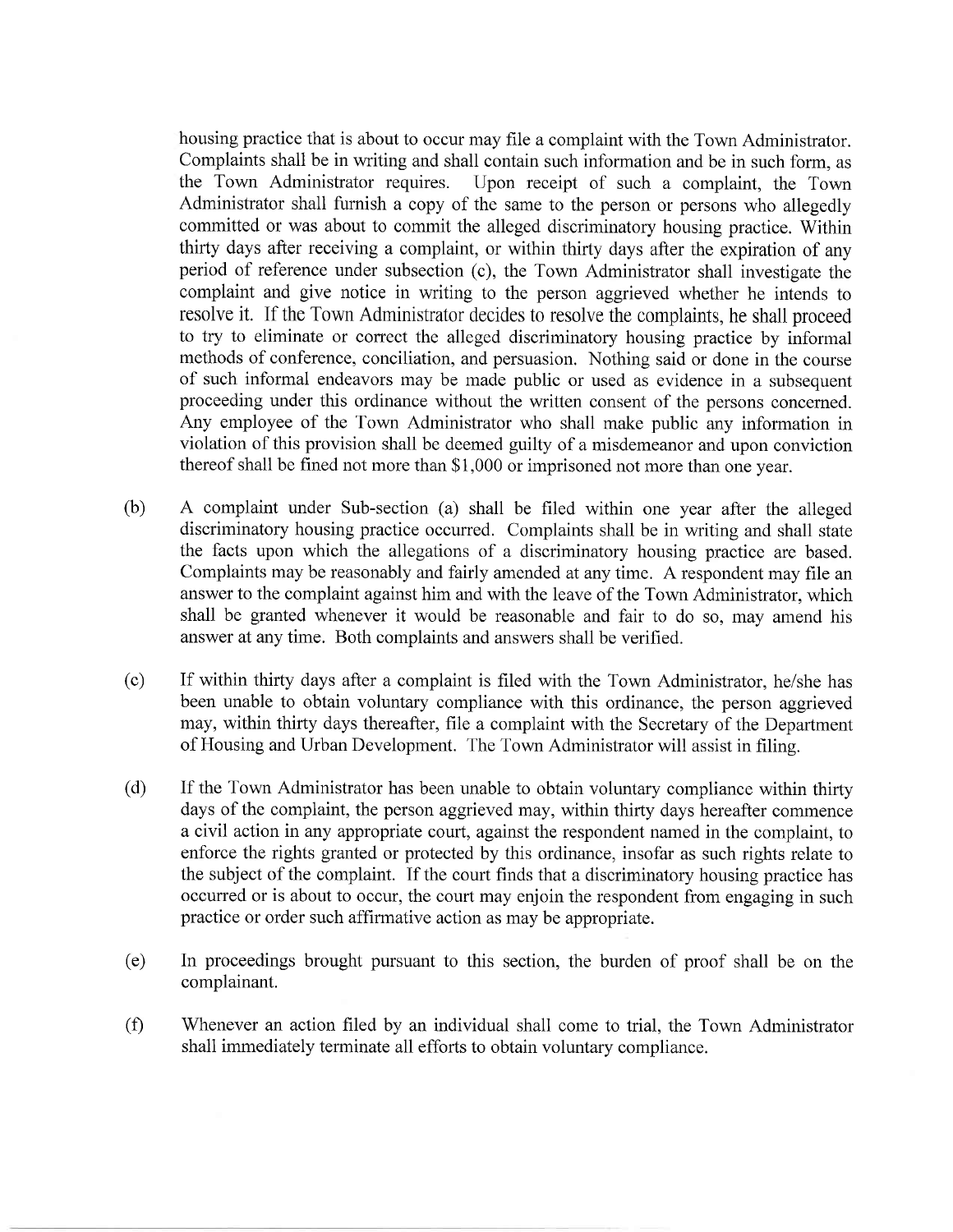housing practice that is about to occur may file a complaint with the Town Administrator. Complaints shall be in writing and shall contain such information and be in such form, as the Town Administrator requires. Upon receipt of such a complaint, the Town Administrator shall furnish a copy of the same to the person or persons who allegedly committed or was about to commit the alleged discriminatory housing practice. Within thirty days after receiving a complaint, or within thirty days after the expiration of any period of reference under subsection (c), the Town Administrator shall investigate the complaint and give notice in writing to the person aggrieved whether he intends to resolve it. If the Town Administrator decides to resolve the complaints, he shall proceed to try to eliminate or correct the alleged discriminatory housing practice by informal methods of conference, conciliation, and persuasion. Nothing said or done in the course of such informal endeavors may be made public or used as evidence in a subsequent proceeding under this ordinance without the written consent of the persons concerned. Any employee of the Town Administrator who shall make public any information in violation of this provision shall be deemed guilty of a misdemeanor and upon conviction thereof shall be fined not more than $1,000 or imprisoned not more than one year.

(b) A complaint under Sub-section (a) shall be filed within one year after the alleged discriminatory housing practice occurred. Complaints shall be in writing and shall state the facts upon which the allegations of a discriminatory housing practice are based. Complaints may be reasonably and fairly amended at any time. A respondent may file an answer to the complaint against him and with the leave of the Town Administrator, which shall be granted whenever it would be reasonable and fair to do so, may amend his answer at any time. Both complaints and answers shall be verified.

(c) If within thirty days after a complaint is filed with the Town Administrator, he/she has been unable to obtain voluntary compliance with this ordinance, the person aggrieved may, within thirty days thereafter, file a complaint with the Secretary of the Department of Housing and Urban Development. The Town Administrator will assist in filing.

(d) If the Town Administrator has been unable to obtain voluntary compliance within thirty days of the complaint, the person aggrieved may, within thirty days hereafter commence a civil action in any appropriate court, against the respondent named in the complaint, to enforce the rights granted or protected by this ordinance, insofar as such rights relate to the subject of the complaint. If the court finds that a discriminatory housing practice has occurred or is about to occur, the court may enjoin the respondent from engaging in such practice or order such affirmative action as may be appropriate.

(e) In proceedings brought pursuant to this section, the burden of proof shall be on the complainant.

(f) Whenever an action filed by an individual shall come to trial, the Town Administrator shall immediately terminate all efforts to obtain voluntary compliance.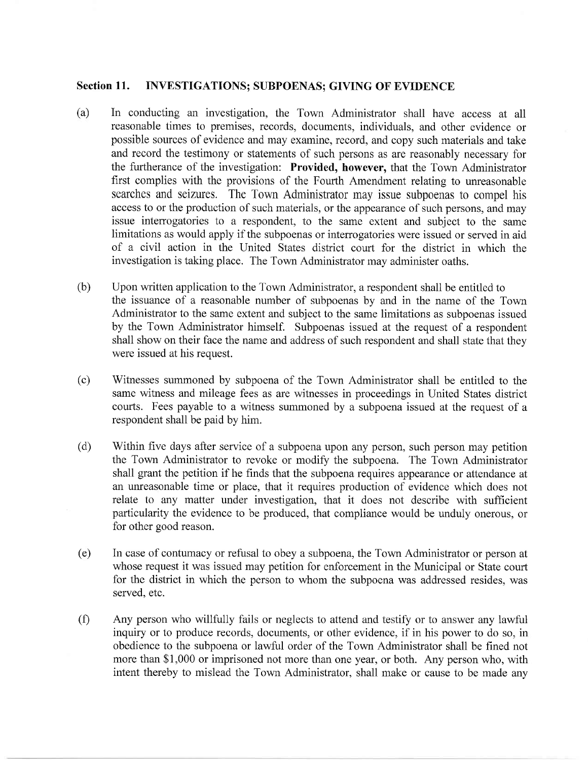## Section 11. INVESTIGATIONS; SUBPOENAS; GIVING OF EVIDENCE

(a) In conducting an investigation, the Town Administrator shall have access at all reasonable times to premises, records, documents, individuals, and other evidence or possible sources of evidence and may examine, record, and copy such materials and take and record the testimony or statements of such persons as are reasonably necessary for the furtherance of the investigation: **Provided, however,** that the Town Administrator first complies with the provisions of the Fourth Amendment relating to unreasonable searches and seizures. The Town Administrator may issue subpoenas to compel his access to or the production of such materials, or the appearance of such persons, and may issue interrogatories to a respondent, to the same extent and subject to the same limitations as would apply if the subpoenas or interrogatories were issued or served in aid of a civil action in the United States district court for the district in which the investigation is taking place. The Town Administrator may administer oaths.

(b) Upon written application to the Town Administrator, a respondent shall be entitled to the issuance of a reasonable number of subpoenas by and in the name of the Town Administrator to the same extent and subject to the same limitations as subpoenas issued by the Town Administrator himself. Subpoenas issued at the request of a respondent shall show on their face the name and address of such respondent and shall state that they were issued at his request.

(c) Witnesses summoned by subpoena of the Town Administrator shall be entitled to the same witness and mileage fees as are witnesses in proceedings in United States district courts. Fees payable to a witness summoned by a subpoena issued at the request of a respondent shall be paid by him.

(d) Within five days after service of a subpoena upon any person, such person may petition the Town Administrator to revoke or modify the subpoena. The Town Administrator shall grant the petition if he finds that the subpoena requires appearance or attendance at an unreasonable time or place, that it requires production of evidence which does not relate to any matter under investigation, that it does not describe with sufficient particularity the evidence to be produced, that compliance would be unduly onerous, or for other good reason.

(e) In case of contumacy or refusal to obey a subpoena, the Town Administrator or person at whose request it was issued may petition for enforcement in the Municipal or State court for the district in which the person to whom the subpoena was addressed resides, was served, etc.

(f) Any person who willfully fails or neglects to attend and testify or to answer any lawful inquiry or to produce records, documents, or other evidence, if in his power to do so, in obedience to the subpoena or lawful order of the Town Administrator shall be fined not more than $1,000 or imprisoned not more than one year, or both. Any person who, with intent thereby to mislead the Town Administrator, shall make or cause to be made any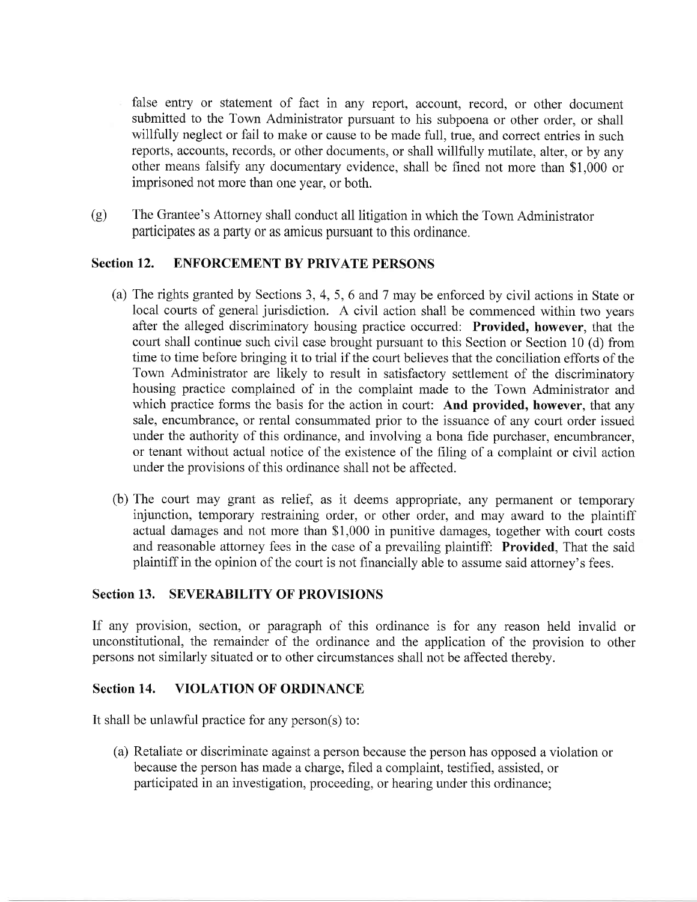false entry or statement of fact in any report, account, record, or other document submitted to the Town Administrator pursuant to his subpoena or other order, or shall willfully neglect or fail to make or cause to be made full, true, and correct entries in such reports, accounts, records, or other documents, or shall willfully mutilate, alter, or by any other means falsify any documentary evidence, shall be fined not more than $1,000 or imprisoned not more than one year, or both.

(g) The Grantee's Attorney shall conduct all litigation in which the Town Administrator participates as a party or as amicus pursuant to this ordinance.

### Section 12. ENFORCEMENT BY PRIVATE PERSONS

(a) The rights granted by Sections 3, 4, 5, 6 and 7 may be enforced by civil actions in State or local courts of general jurisdiction. A civil action shall be commenced within two years after the alleged discriminatory housing practice occurred: **Provided, however**, that the court shall continue such civil case brought pursuant to this Section or Section 10 (d) from time to time before bringing it to trial if the court believes that the conciliation efforts of the Town Administrator are likely to result in satisfactory settlement of the discriminatory housing practice complained of in the complaint made to the Town Administrator and which practice forms the basis for the action in court: **And provided, however**, that any sale, encumbrance, or rental consummated prior to the issuance of any court order issued under the authority of this ordinance, and involving a bona fide purchaser, encumbrancer, or tenant without actual notice of the existence of the filing of a complaint or civil action under the provisions of this ordinance shall not be affected.

(b) The court may grant as relief, as it deems appropriate, any permanent or temporary injunction, temporary restraining order, or other order, and may award to the plaintiff actual damages and not more than $1,000 in punitive damages, together with court costs and reasonable attorney fees in the case of a prevailing plaintiff: **Provided**, That the said plaintiff in the opinion of the court is not financially able to assume said attorney's fees.

### Section 13. SEVERABILITY OF PROVISIONS

If any provision, section, or paragraph of this ordinance is for any reason held invalid or unconstitutional, the remainder of the ordinance and the application of the provision to other persons not similarly situated or to other circumstances shall not be affected thereby.

### Section 14. VIOLATION OF ORDINANCE

It shall be unlawful practice for any person(s) to:

(a) Retaliate or discriminate against a person because the person has opposed a violation or because the person has made a charge, filed a complaint, testified, assisted, or participated in an investigation, proceeding, or hearing under this ordinance;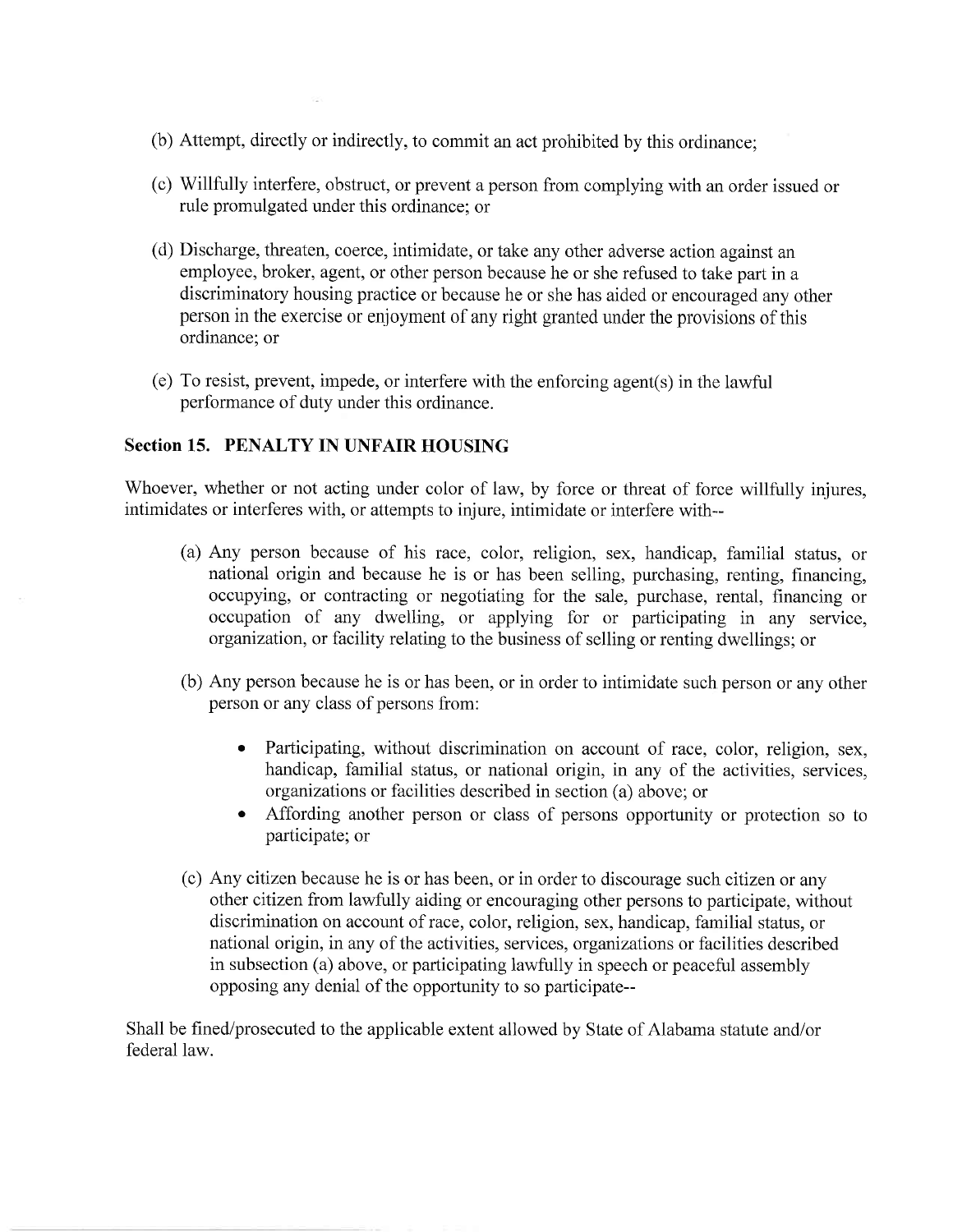(b) Attempt, directly or indirectly, to commit an act prohibited by this ordinance;

(c) Willfully interfere, obstruct, or prevent a person from complying with an order issued or rule promulgated under this ordinance; or

(d) Discharge, threaten, coerce, intimidate, or take any other adverse action against an employee, broker, agent, or other person because he or she refused to take part in a discriminatory housing practice or because he or she has aided or encouraged any other person in the exercise or enjoyment of any right granted under the provisions of this ordinance; or

(e) To resist, prevent, impede, or interfere with the enforcing agent(s) in the lawful performance of duty under this ordinance.

**Section 15. PENALTY IN UNFAIR HOUSING**

Whoever, whether or not acting under color of law, by force or threat of force willfully injures, intimidates or interferes with, or attempts to injure, intimidate or interfere with--

(a) Any person because of his race, color, religion, sex, handicap, familial status, or national origin and because he is or has been selling, purchasing, renting, financing, occupying, or contracting or negotiating for the sale, purchase, rental, financing or occupation of any dwelling, or applying for or participating in any service, organization, or facility relating to the business of selling or renting dwellings; or

(b) Any person because he is or has been, or in order to intimidate such person or any other person or any class of persons from:

- Participating, without discrimination on account of race, color, religion, sex, handicap, familial status, or national origin, in any of the activities, services, organizations or facilities described in section (a) above; or
- Affording another person or class of persons opportunity or protection so to participate; or

(c) Any citizen because he is or has been, or in order to discourage such citizen or any other citizen from lawfully aiding or encouraging other persons to participate, without discrimination on account of race, color, religion, sex, handicap, familial status, or national origin, in any of the activities, services, organizations or facilities described in subsection (a) above, or participating lawfully in speech or peaceful assembly opposing any denial of the opportunity to so participate--

Shall be fined/prosecuted to the applicable extent allowed by State of Alabama statute and/or federal law.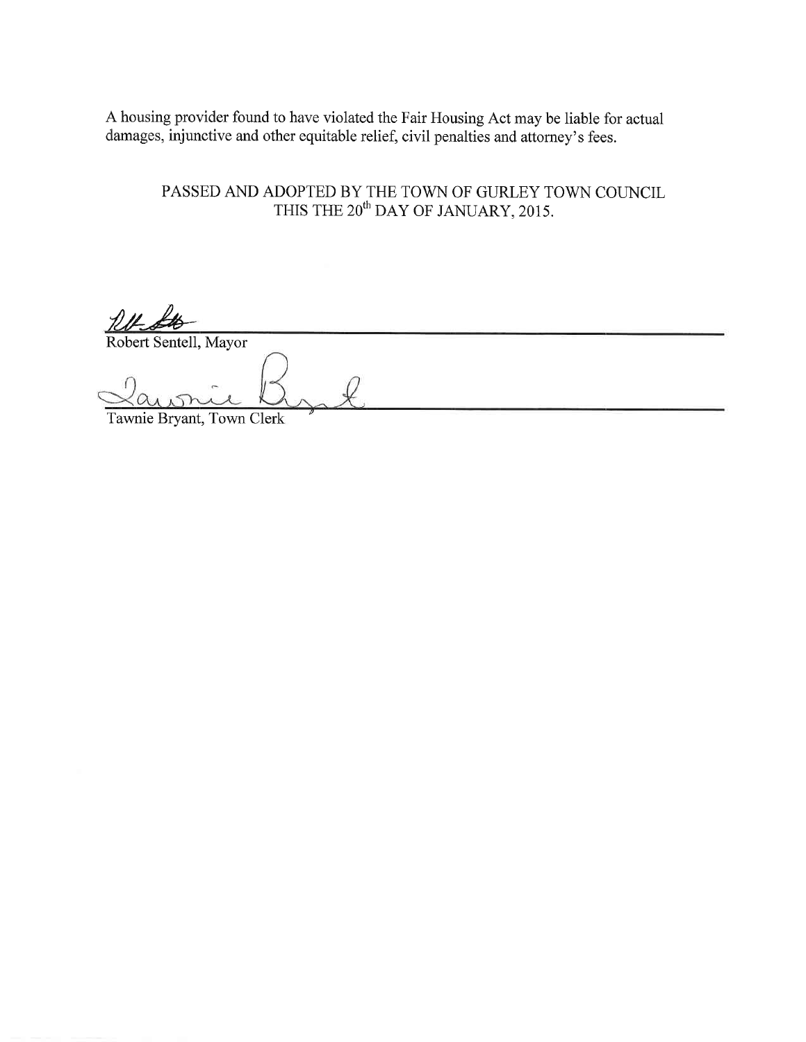A housing provider found to have violated the Fair Housing Act may be liable for actual damages, injunctive and other equitable relief, civil penalties and attorney's fees.

PASSED AND ADOPTED BY THE TOWN OF GURLEY TOWN COUNCIL THIS THE 20th DAY OF JANUARY, 2015.

Robert Sentell, Mayor

Tawnie Bryant, Town Clerk